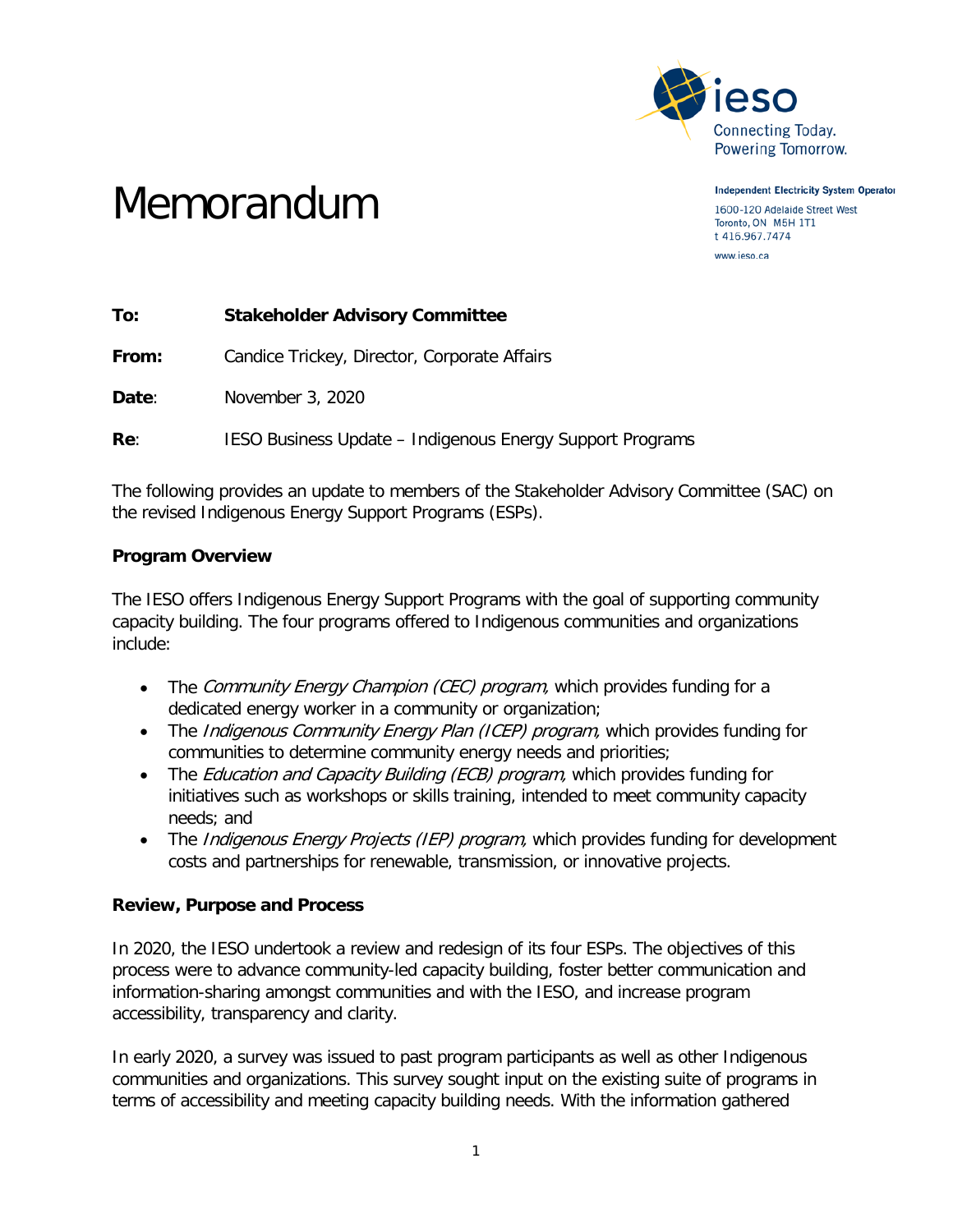Independent Electricity System Operator

1600-120 Adelaide Street West
Toronto, ON M5H 1T1
t 416.967.7474

www.ieso.ca

# Memorandum

**To:** **Stakeholder Advisory Committee**

**From:** Candice Trickey, Director, Corporate Affairs

**Date**: November 3, 2020

**Re**: IESO Business Update – Indigenous Energy Support Programs

The following provides an update to members of the Stakeholder Advisory Committee (SAC) on the revised Indigenous Energy Support Programs (ESPs).

**Program Overview**

The IESO offers Indigenous Energy Support Programs with the goal of supporting community capacity building. The four programs offered to Indigenous communities and organizations include:

- The *Community Energy Champion (CEC) program,* which provides funding for a dedicated energy worker in a community or organization;
- The *Indigenous Community Energy Plan (ICEP) program,* which provides funding for communities to determine community energy needs and priorities;
- The *Education and Capacity Building (ECB) program,* which provides funding for initiatives such as workshops or skills training, intended to meet community capacity needs; and
- The *Indigenous Energy Projects (IEP) program,* which provides funding for development costs and partnerships for renewable, transmission, or innovative projects.

**Review, Purpose and Process**

In 2020, the IESO undertook a review and redesign of its four ESPs. The objectives of this process were to advance community-led capacity building, foster better communication and information-sharing amongst communities and with the IESO, and increase program accessibility, transparency and clarity.

In early 2020, a survey was issued to past program participants as well as other Indigenous communities and organizations. This survey sought input on the existing suite of programs in terms of accessibility and meeting capacity building needs. With the information gathered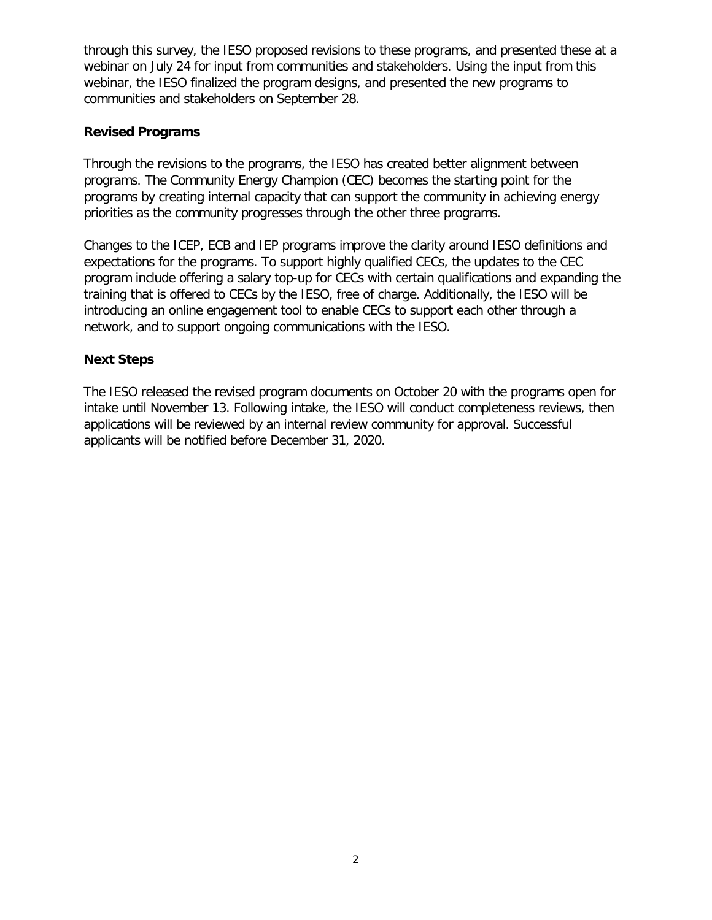through this survey, the IESO proposed revisions to these programs, and presented these at a webinar on July 24 for input from communities and stakeholders. Using the input from this webinar, the IESO finalized the program designs, and presented the new programs to communities and stakeholders on September 28.

## Revised Programs

Through the revisions to the programs, the IESO has created better alignment between programs. The Community Energy Champion (CEC) becomes the starting point for the programs by creating internal capacity that can support the community in achieving energy priorities as the community progresses through the other three programs.

Changes to the ICEP, ECB and IEP programs improve the clarity around IESO definitions and expectations for the programs. To support highly qualified CECs, the updates to the CEC program include offering a salary top-up for CECs with certain qualifications and expanding the training that is offered to CECs by the IESO, free of charge. Additionally, the IESO will be introducing an online engagement tool to enable CECs to support each other through a network, and to support ongoing communications with the IESO.

## Next Steps

The IESO released the revised program documents on October 20 with the programs open for intake until November 13. Following intake, the IESO will conduct completeness reviews, then applications will be reviewed by an internal review community for approval. Successful applicants will be notified before December 31, 2020.